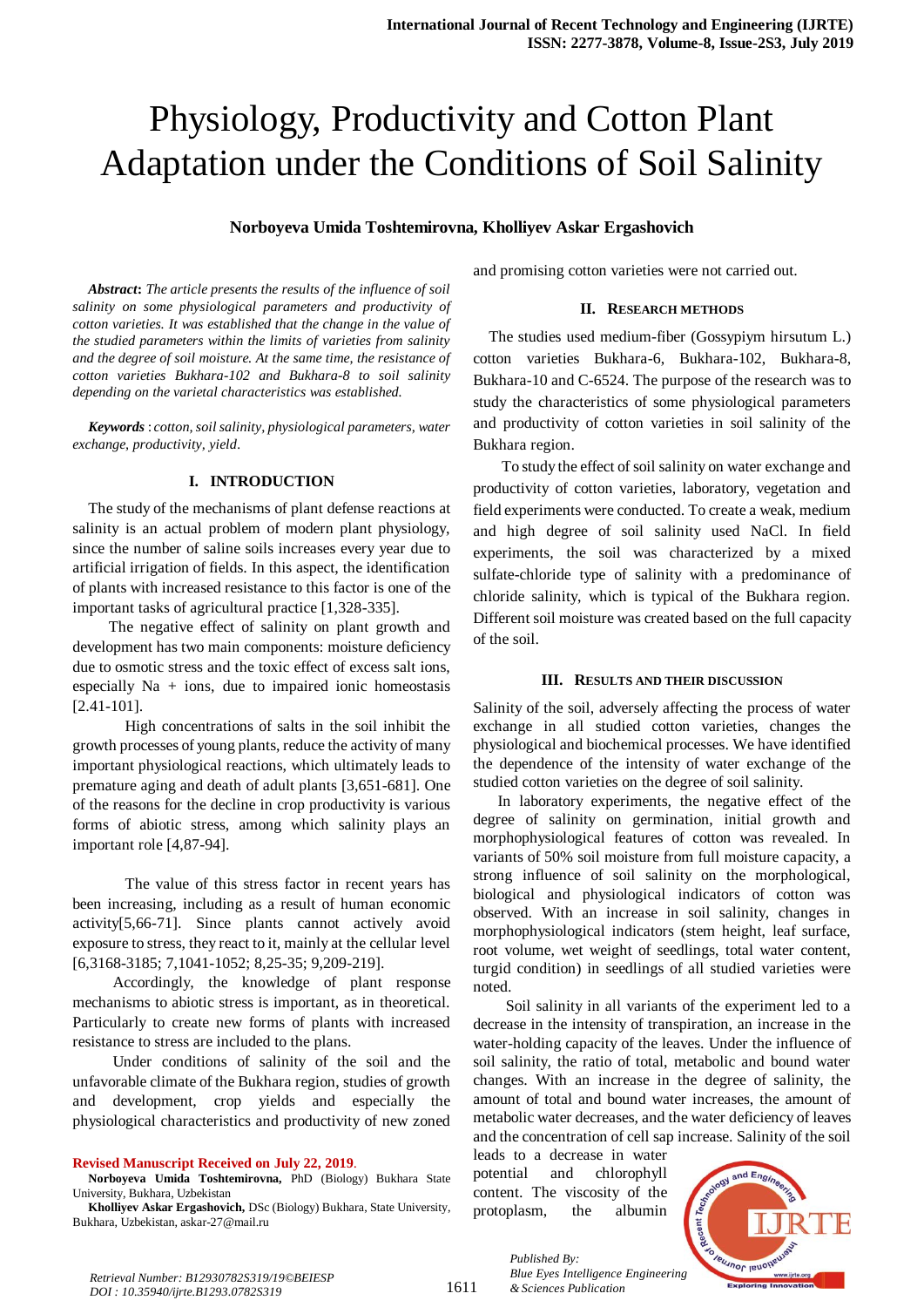# Physiology, Productivity and Cotton Plant Adaptation under the Conditions of Soil Salinity

**Norboyeva Umida Toshtemirovna, Kholliyev Askar Ergashovich**

***Abstract***: *The article presents the results of the influence of soil salinity on some physiological parameters and productivity of cotton varieties. It was established that the change in the value of the studied parameters within the limits of varieties from salinity and the degree of soil moisture. At the same time, the resistance of cotton varieties Bukhara-102 and Bukhara-8 to soil salinity depending on the varietal characteristics was established.*

***Keywords*** *: cotton, soil salinity, physiological parameters, water exchange, productivity, yield.*

## I. INTRODUCTION

The study of the mechanisms of plant defense reactions at salinity is an actual problem of modern plant physiology, since the number of saline soils increases every year due to artificial irrigation of fields. In this aspect, the identification of plants with increased resistance to this factor is one of the important tasks of agricultural practice [1,328-335].

The negative effect of salinity on plant growth and development has two main components: moisture deficiency due to osmotic stress and the toxic effect of excess salt ions, especially Na + ions, due to impaired ionic homeostasis [2.41-101].

High concentrations of salts in the soil inhibit the growth processes of young plants, reduce the activity of many important physiological reactions, which ultimately leads to premature aging and death of adult plants [3,651-681]. One of the reasons for the decline in crop productivity is various forms of abiotic stress, among which salinity plays an important role [4,87-94].

The value of this stress factor in recent years has been increasing, including as a result of human economic activity[5,66-71]. Since plants cannot actively avoid exposure to stress, they react to it, mainly at the cellular level [6,3168-3185; 7,1041-1052; 8,25-35; 9,209-219].

Accordingly, the knowledge of plant response mechanisms to abiotic stress is important, as in theoretical. Particularly to create new forms of plants with increased resistance to stress are included to the plans.

Under conditions of salinity of the soil and the unfavorable climate of the Bukhara region, studies of growth and development, crop yields and especially the physiological characteristics and productivity of new zoned and promising cotton varieties were not carried out.

**Revised Manuscript Received on July 22, 2019.**

**Norboyeva Umida Toshtemirovna,** PhD (Biology) Bukhara State University, Bukhara, Uzbekistan

**Kholliyev Askar Ergashovich,** DSc (Biology) Bukhara, State University, Bukhara, Uzbekistan, askar-27@mail.ru

## II. RESEARCH METHODS

The studies used medium-fiber (Gossypiym hirsutum L.) cotton varieties Bukhara-6, Bukhara-102, Bukhara-8, Bukhara-10 and C-6524. The purpose of the research was to study the characteristics of some physiological parameters and productivity of cotton varieties in soil salinity of the Bukhara region.

To study the effect of soil salinity on water exchange and productivity of cotton varieties, laboratory, vegetation and field experiments were conducted. To create a weak, medium and high degree of soil salinity used NaCl. In field experiments, the soil was characterized by a mixed sulfate-chloride type of salinity with a predominance of chloride salinity, which is typical of the Bukhara region. Different soil moisture was created based on the full capacity of the soil.

## III. RESULTS AND THEIR DISCUSSION

Salinity of the soil, adversely affecting the process of water exchange in all studied cotton varieties, changes the physiological and biochemical processes. We have identified the dependence of the intensity of water exchange of the studied cotton varieties on the degree of soil salinity.

In laboratory experiments, the negative effect of the degree of salinity on germination, initial growth and morphophysiological features of cotton was revealed. In variants of 50% soil moisture from full moisture capacity, a strong influence of soil salinity on the morphological, biological and physiological indicators of cotton was observed. With an increase in soil salinity, changes in morphophysiological indicators (stem height, leaf surface, root volume, wet weight of seedlings, total water content, turgid condition) in seedlings of all studied varieties were noted.

Soil salinity in all variants of the experiment led to a decrease in the intensity of transpiration, an increase in the water-holding capacity of the leaves. Under the influence of soil salinity, the ratio of total, metabolic and bound water changes. With an increase in the degree of salinity, the amount of total and bound water increases, the amount of metabolic water decreases, and the water deficiency of leaves and the concentration of cell sap increase. Salinity of the soil leads to a decrease in water potential and chlorophyll content. The viscosity of the protoplasm, the albumin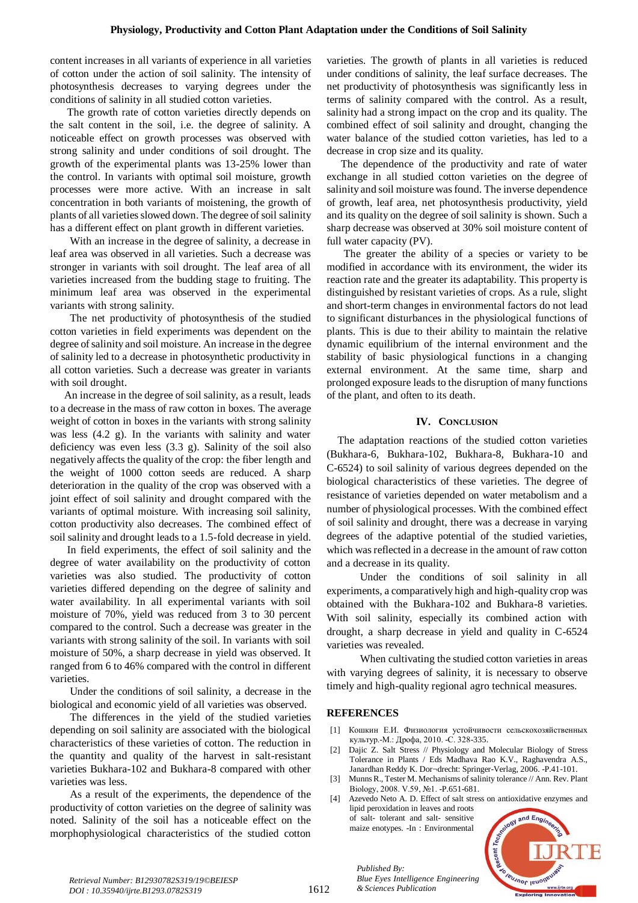content increases in all variants of experience in all varieties of cotton under the action of soil salinity. The intensity of photosynthesis decreases to varying degrees under the conditions of salinity in all studied cotton varieties.

The growth rate of cotton varieties directly depends on the salt content in the soil, i.e. the degree of salinity. A noticeable effect on growth processes was observed with strong salinity and under conditions of soil drought. The growth of the experimental plants was 13-25% lower than the control. In variants with optimal soil moisture, growth processes were more active. With an increase in salt concentration in both variants of moistening, the growth of plants of all varieties slowed down. The degree of soil salinity has a different effect on plant growth in different varieties.

With an increase in the degree of salinity, a decrease in leaf area was observed in all varieties. Such a decrease was stronger in variants with soil drought. The leaf area of all varieties increased from the budding stage to fruiting. The minimum leaf area was observed in the experimental variants with strong salinity.

The net productivity of photosynthesis of the studied cotton varieties in field experiments was dependent on the degree of salinity and soil moisture. An increase in the degree of salinity led to a decrease in photosynthetic productivity in all cotton varieties. Such a decrease was greater in variants with soil drought.

An increase in the degree of soil salinity, as a result, leads to a decrease in the mass of raw cotton in boxes. The average weight of cotton in boxes in the variants with strong salinity was less (4.2 g). In the variants with salinity and water deficiency was even less (3.3 g). Salinity of the soil also negatively affects the quality of the crop: the fiber length and the weight of 1000 cotton seeds are reduced. A sharp deterioration in the quality of the crop was observed with a joint effect of soil salinity and drought compared with the variants of optimal moisture. With increasing soil salinity, cotton productivity also decreases. The combined effect of soil salinity and drought leads to a 1.5-fold decrease in yield.

In field experiments, the effect of soil salinity and the degree of water availability on the productivity of cotton varieties was also studied. The productivity of cotton varieties differed depending on the degree of salinity and water availability. In all experimental variants with soil moisture of 70%, yield was reduced from 3 to 30 percent compared to the control. Such a decrease was greater in the variants with strong salinity of the soil. In variants with soil moisture of 50%, a sharp decrease in yield was observed. It ranged from 6 to 46% compared with the control in different varieties.

Under the conditions of soil salinity, a decrease in the biological and economic yield of all varieties was observed.

The differences in the yield of the studied varieties depending on soil salinity are associated with the biological characteristics of these varieties of cotton. The reduction in the quantity and quality of the harvest in salt-resistant varieties Bukhara-102 and Bukhara-8 compared with other varieties was less.

As a result of the experiments, the dependence of the productivity of cotton varieties on the degree of salinity was noted. Salinity of the soil has a noticeable effect on the morphophysiological characteristics of the studied cotton varieties. The growth of plants in all varieties is reduced under conditions of salinity, the leaf surface decreases. The net productivity of photosynthesis was significantly less in terms of salinity compared with the control. As a result, salinity had a strong impact on the crop and its quality. The combined effect of soil salinity and drought, changing the water balance of the studied cotton varieties, has led to a decrease in crop size and its quality.

The dependence of the productivity and rate of water exchange in all studied cotton varieties on the degree of salinity and soil moisture was found. The inverse dependence of growth, leaf area, net photosynthesis productivity, yield and its quality on the degree of soil salinity is shown. Such a sharp decrease was observed at 30% soil moisture content of full water capacity (PV).

The greater the ability of a species or variety to be modified in accordance with its environment, the wider its reaction rate and the greater its adaptability. This property is distinguished by resistant varieties of crops. As a rule, slight and short-term changes in environmental factors do not lead to significant disturbances in the physiological functions of plants. This is due to their ability to maintain the relative dynamic equilibrium of the internal environment and the stability of basic physiological functions in a changing external environment. At the same time, sharp and prolonged exposure leads to the disruption of many functions of the plant, and often to its death.

## IV. Conclusion

The adaptation reactions of the studied cotton varieties (Bukhara-6, Bukhara-102, Bukhara-8, Bukhara-10 and C-6524) to soil salinity of various degrees depended on the biological characteristics of these varieties. The degree of resistance of varieties depended on water metabolism and a number of physiological processes. With the combined effect of soil salinity and drought, there was a decrease in varying degrees of the adaptive potential of the studied varieties, which was reflected in a decrease in the amount of raw cotton and a decrease in its quality.

Under the conditions of soil salinity in all experiments, a comparatively high and high-quality crop was obtained with the Bukhara-102 and Bukhara-8 varieties. With soil salinity, especially its combined action with drought, a sharp decrease in yield and quality in C-6524 varieties was revealed.

When cultivating the studied cotton varieties in areas with varying degrees of salinity, it is necessary to observe timely and high-quality regional agro technical measures.

## REFERENCES

1. Кошкин Е.И. Физиология устойчивости сельскохозяйственных культур.-М.: Дрофа, 2010. -С. 328-335.
2. Dajic Z. Salt Stress // Physiology and Molecular Biology of Stress Tolerance in Plants / Eds Madhava Rao K.V., Raghavendra A.S., Janardhan Reddy K. Dor¬drecht: Springer-Verlag, 2006. -P.41-101.
3. Munns R., Tester M. Mechanisms of salinity tolerance // Ann. Rev. Plant Biology, 2008. V.59, №1. -P.651-681.
4. Azevedo Neto A. D. Effect of salt stress on antioxidative enzymes and lipid peroxidation in leaves and roots of salt- tolerant and salt- sensitive maize enotypes. -In : Environmental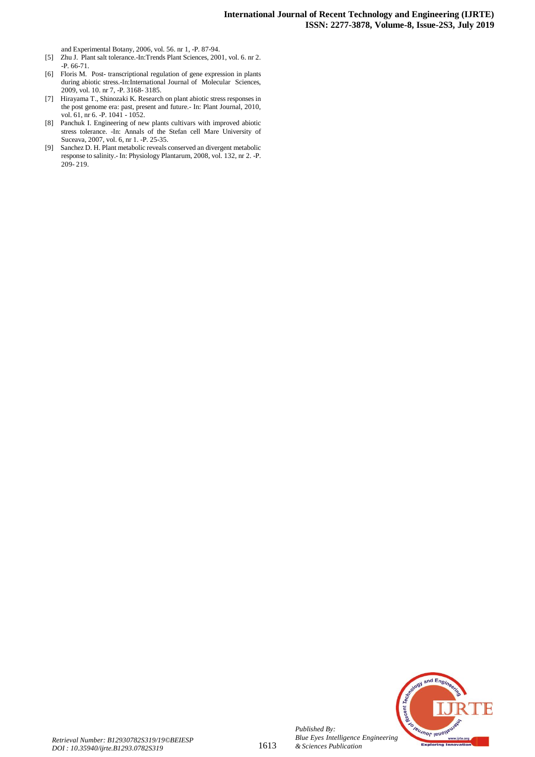and Experimental Botany, 2006, vol. 56. nr 1, -P. 87-94.

[5] Zhu J. Plant salt tolerance.-In:Trends Plant Sciences, 2001, vol. 6. nr 2. -P. 66-71.

[6] Floris M. Post- transcriptional regulation of gene expression in plants during abiotic stress.-In:International Journal of Molecular Sciences, 2009, vol. 10. nr 7, -P. 3168- 3185.

[7] Hirayama T., Shinozaki K. Research on plant abiotic stress responses in the post genome era: past, present and future.- In: Plant Journal, 2010, vol. 61, nr 6. -P. 1041 - 1052.

[8] Panchuk I. Engineering of new plants cultivars with improved abiotic stress tolerance. -In: Annals of the Stefan cell Mare University of Suceava, 2007, vol. 6, nr 1. -P. 25-35.

[9] Sanchez D. H. Plant metabolic reveals conserved an divergent metabolic response to salinity.- In: Physiology Plantarum, 2008, vol. 132, nr 2. -P. 209- 219.